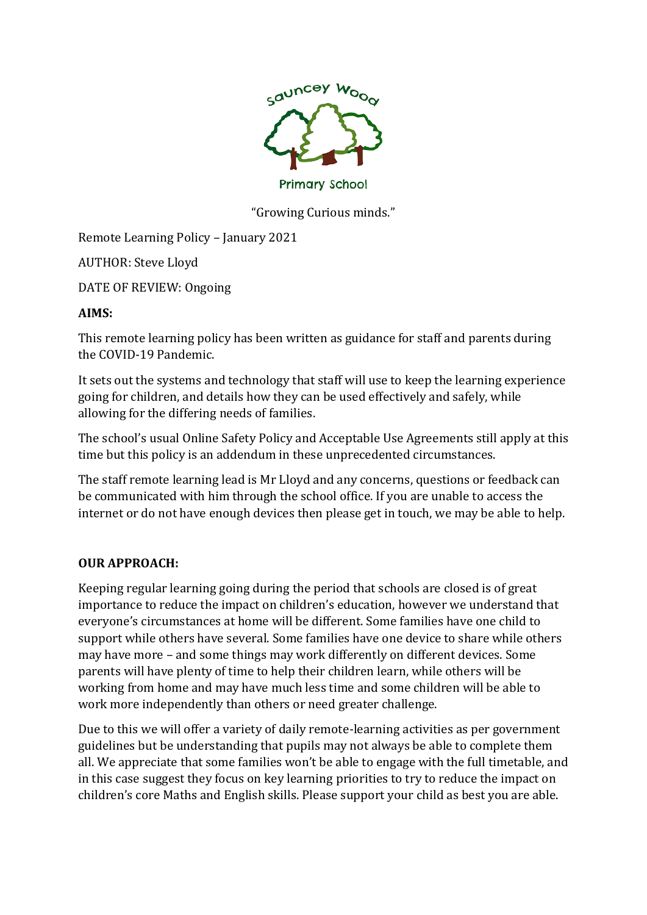Sauncey Wood Primary School

"Growing Curious minds."

Remote Learning Policy – January 2021

AUTHOR: Steve Lloyd

DATE OF REVIEW: Ongoing

**AIMS:**

This remote learning policy has been written as guidance for staff and parents during the COVID-19 Pandemic.

It sets out the systems and technology that staff will use to keep the learning experience going for children, and details how they can be used effectively and safely, while allowing for the differing needs of families.

The school's usual Online Safety Policy and Acceptable Use Agreements still apply at this time but this policy is an addendum in these unprecedented circumstances.

The staff remote learning lead is Mr Lloyd and any concerns, questions or feedback can be communicated with him through the school office. If you are unable to access the internet or do not have enough devices then please get in touch, we may be able to help.

**OUR APPROACH:**

Keeping regular learning going during the period that schools are closed is of great importance to reduce the impact on children's education, however we understand that everyone's circumstances at home will be different. Some families have one child to support while others have several. Some families have one device to share while others may have more – and some things may work differently on different devices. Some parents will have plenty of time to help their children learn, while others will be working from home and may have much less time and some children will be able to work more independently than others or need greater challenge.

Due to this we will offer a variety of daily remote-learning activities as per government guidelines but be understanding that pupils may not always be able to complete them all. We appreciate that some families won't be able to engage with the full timetable, and in this case suggest they focus on key learning priorities to try to reduce the impact on children's core Maths and English skills. Please support your child as best you are able.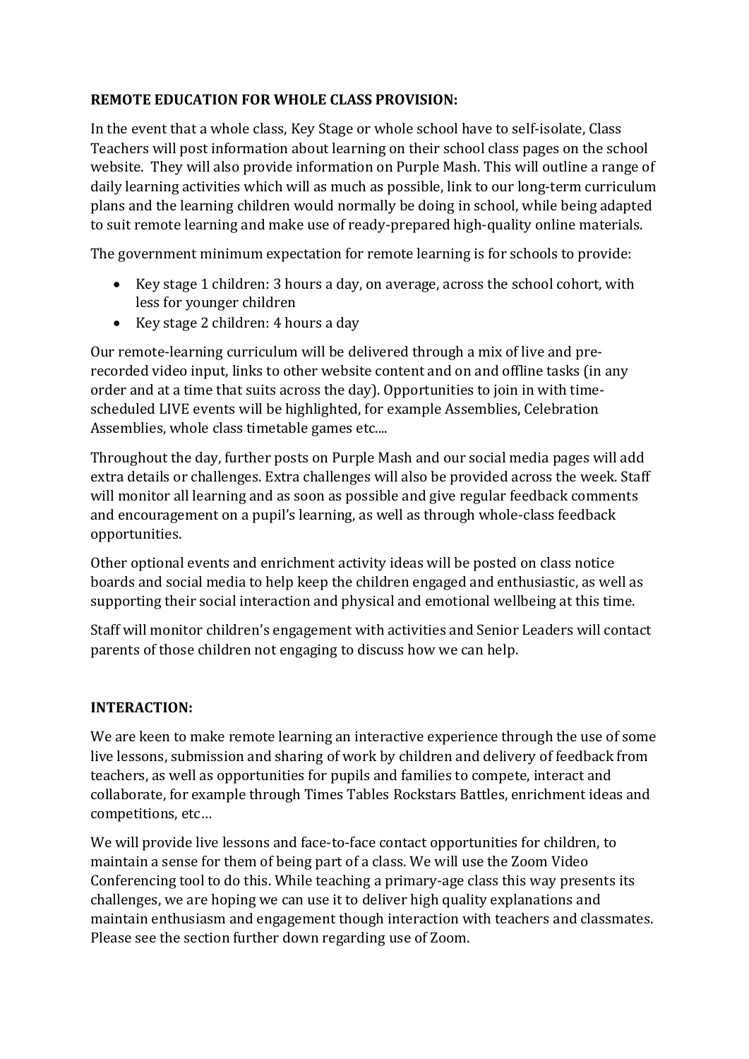**REMOTE EDUCATION FOR WHOLE CLASS PROVISION:**

In the event that a whole class, Key Stage or whole school have to self-isolate, Class Teachers will post information about learning on their school class pages on the school website. They will also provide information on Purple Mash. This will outline a range of daily learning activities which will as much as possible, link to our long-term curriculum plans and the learning children would normally be doing in school, while being adapted to suit remote learning and make use of ready-prepared high-quality online materials.

The government minimum expectation for remote learning is for schools to provide:

- Key stage 1 children: 3 hours a day, on average, across the school cohort, with less for younger children
- Key stage 2 children: 4 hours a day

Our remote-learning curriculum will be delivered through a mix of live and pre-recorded video input, links to other website content and on and offline tasks (in any order and at a time that suits across the day). Opportunities to join in with time-scheduled LIVE events will be highlighted, for example Assemblies, Celebration Assemblies, whole class timetable games etc....

Throughout the day, further posts on Purple Mash and our social media pages will add extra details or challenges. Extra challenges will also be provided across the week. Staff will monitor all learning and as soon as possible and give regular feedback comments and encouragement on a pupil's learning, as well as through whole-class feedback opportunities.

Other optional events and enrichment activity ideas will be posted on class notice boards and social media to help keep the children engaged and enthusiastic, as well as supporting their social interaction and physical and emotional wellbeing at this time.

Staff will monitor children's engagement with activities and Senior Leaders will contact parents of those children not engaging to discuss how we can help.

**INTERACTION:**

We are keen to make remote learning an interactive experience through the use of some live lessons, submission and sharing of work by children and delivery of feedback from teachers, as well as opportunities for pupils and families to compete, interact and collaborate, for example through Times Tables Rockstars Battles, enrichment ideas and competitions, etc…

We will provide live lessons and face-to-face contact opportunities for children, to maintain a sense for them of being part of a class. We will use the Zoom Video Conferencing tool to do this. While teaching a primary-age class this way presents its challenges, we are hoping we can use it to deliver high quality explanations and maintain enthusiasm and engagement though interaction with teachers and classmates. Please see the section further down regarding use of Zoom.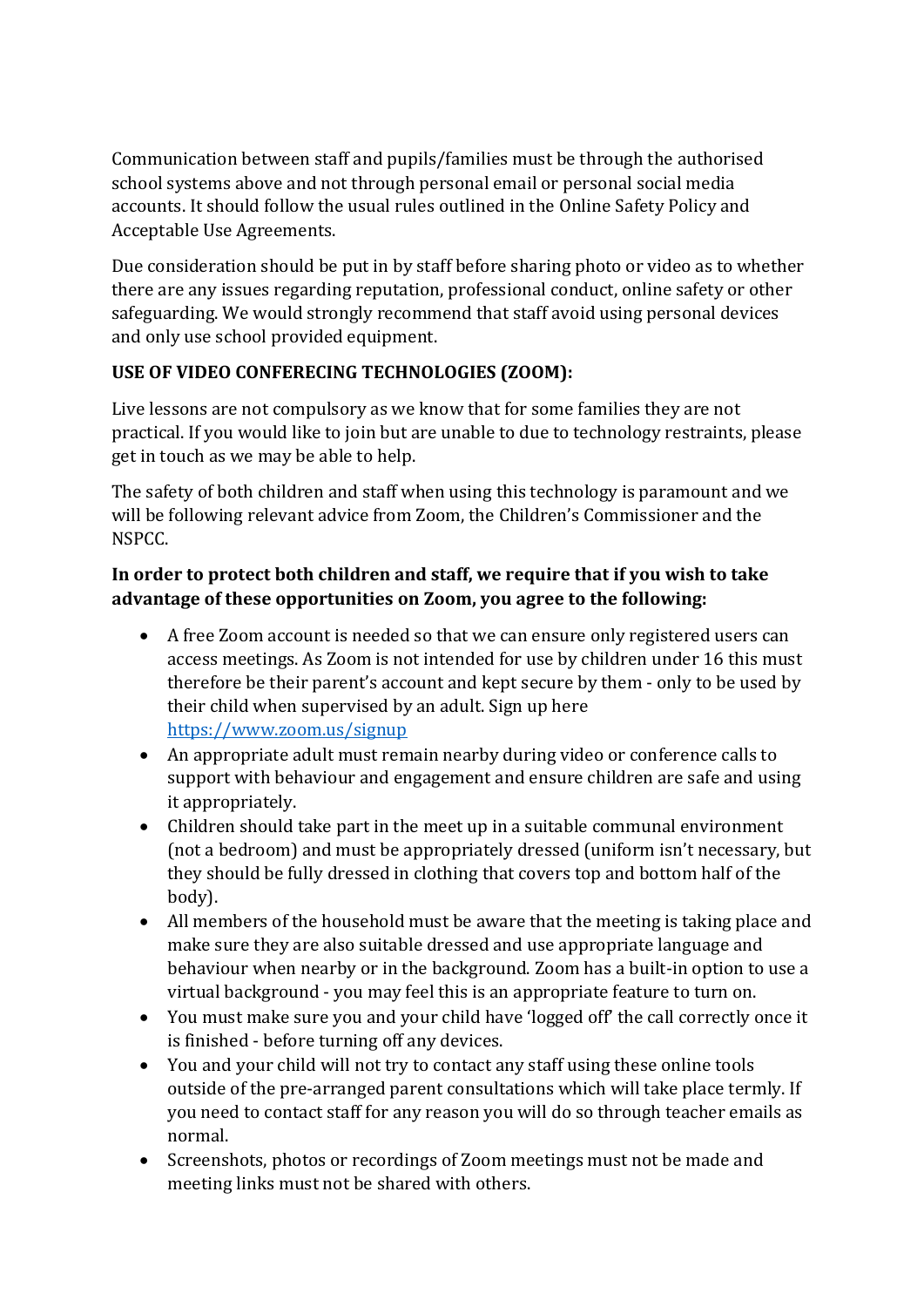Communication between staff and pupils/families must be through the authorised school systems above and not through personal email or personal social media accounts. It should follow the usual rules outlined in the Online Safety Policy and Acceptable Use Agreements.

Due consideration should be put in by staff before sharing photo or video as to whether there are any issues regarding reputation, professional conduct, online safety or other safeguarding. We would strongly recommend that staff avoid using personal devices and only use school provided equipment.

**USE OF VIDEO CONFERECING TECHNOLOGIES (ZOOM):**

Live lessons are not compulsory as we know that for some families they are not practical. If you would like to join but are unable to due to technology restraints, please get in touch as we may be able to help.

The safety of both children and staff when using this technology is paramount and we will be following relevant advice from Zoom, the Children's Commissioner and the NSPCC.

**In order to protect both children and staff, we require that if you wish to take advantage of these opportunities on Zoom, you agree to the following:**

- A free Zoom account is needed so that we can ensure only registered users can access meetings. As Zoom is not intended for use by children under 16 this must therefore be their parent's account and kept secure by them - only to be used by their child when supervised by an adult. Sign up here [https://www.zoom.us/signup](https://www.zoom.us/signup)
- An appropriate adult must remain nearby during video or conference calls to support with behaviour and engagement and ensure children are safe and using it appropriately.
- Children should take part in the meet up in a suitable communal environment (not a bedroom) and must be appropriately dressed (uniform isn't necessary, but they should be fully dressed in clothing that covers top and bottom half of the body).
- All members of the household must be aware that the meeting is taking place and make sure they are also suitable dressed and use appropriate language and behaviour when nearby or in the background. Zoom has a built-in option to use a virtual background - you may feel this is an appropriate feature to turn on.
- You must make sure you and your child have 'logged off' the call correctly once it is finished - before turning off any devices.
- You and your child will not try to contact any staff using these online tools outside of the pre-arranged parent consultations which will take place termly. If you need to contact staff for any reason you will do so through teacher emails as normal.
- Screenshots, photos or recordings of Zoom meetings must not be made and meeting links must not be shared with others.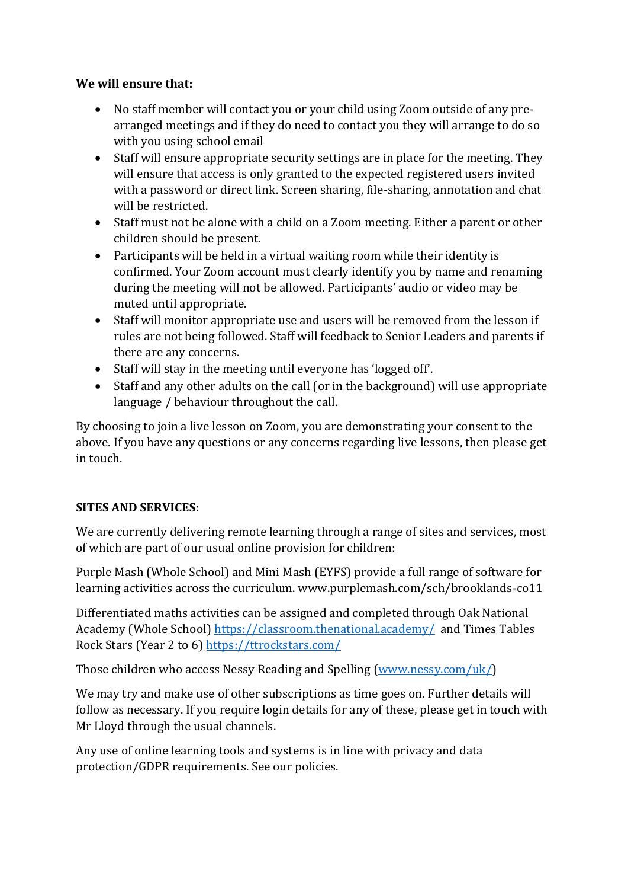**We will ensure that:**

- No staff member will contact you or your child using Zoom outside of any pre-arranged meetings and if they do need to contact you they will arrange to do so with you using school email
- Staff will ensure appropriate security settings are in place for the meeting. They will ensure that access is only granted to the expected registered users invited with a password or direct link. Screen sharing, file-sharing, annotation and chat will be restricted.
- Staff must not be alone with a child on a Zoom meeting. Either a parent or other children should be present.
- Participants will be held in a virtual waiting room while their identity is confirmed. Your Zoom account must clearly identify you by name and renaming during the meeting will not be allowed. Participants' audio or video may be muted until appropriate.
- Staff will monitor appropriate use and users will be removed from the lesson if rules are not being followed. Staff will feedback to Senior Leaders and parents if there are any concerns.
- Staff will stay in the meeting until everyone has 'logged off'.
- Staff and any other adults on the call (or in the background) will use appropriate language / behaviour throughout the call.

By choosing to join a live lesson on Zoom, you are demonstrating your consent to the above. If you have any questions or any concerns regarding live lessons, then please get in touch.

**SITES AND SERVICES:**

We are currently delivering remote learning through a range of sites and services, most of which are part of our usual online provision for children:

Purple Mash (Whole School) and Mini Mash (EYFS) provide a full range of software for learning activities across the curriculum. www.purplemash.com/sch/brooklands-co11

Differentiated maths activities can be assigned and completed through Oak National Academy (Whole School) https://classroom.thenational.academy/ and Times Tables Rock Stars (Year 2 to 6) https://ttrockstars.com/

Those children who access Nessy Reading and Spelling (www.nessy.com/uk/)

We may try and make use of other subscriptions as time goes on. Further details will follow as necessary. If you require login details for any of these, please get in touch with Mr Lloyd through the usual channels.

Any use of online learning tools and systems is in line with privacy and data protection/GDPR requirements. See our policies.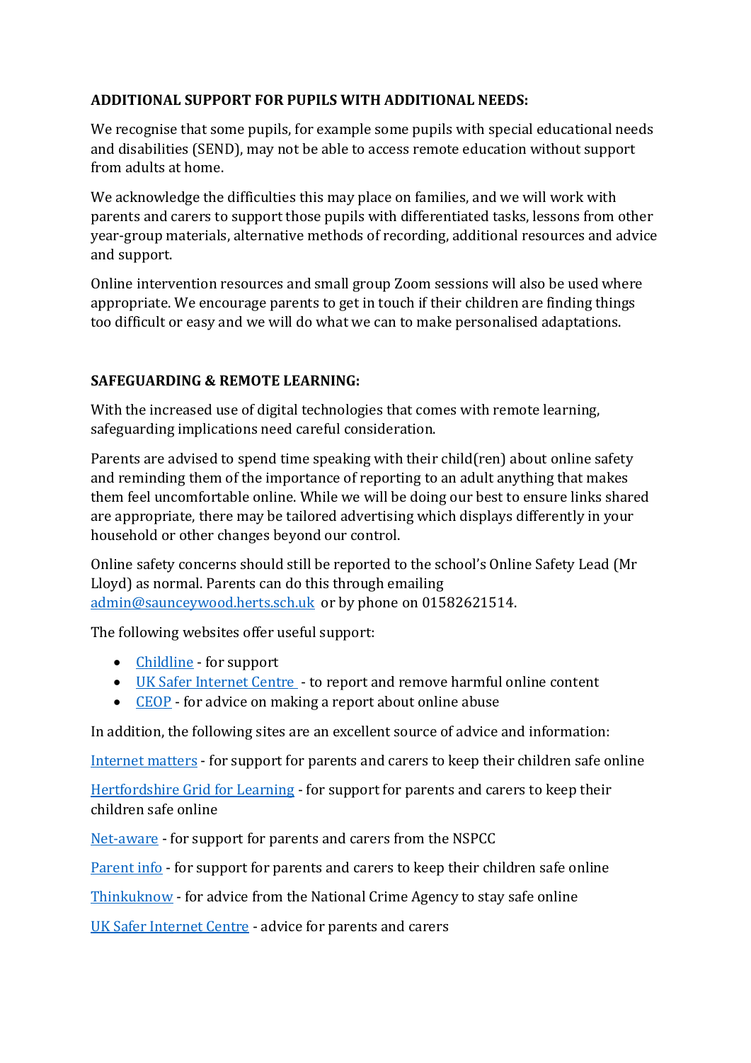**ADDITIONAL SUPPORT FOR PUPILS WITH ADDITIONAL NEEDS:**

We recognise that some pupils, for example some pupils with special educational needs and disabilities (SEND), may not be able to access remote education without support from adults at home.

We acknowledge the difficulties this may place on families, and we will work with parents and carers to support those pupils with differentiated tasks, lessons from other year-group materials, alternative methods of recording, additional resources and advice and support.

Online intervention resources and small group Zoom sessions will also be used where appropriate. We encourage parents to get in touch if their children are finding things too difficult or easy and we will do what we can to make personalised adaptations.

**SAFEGUARDING & REMOTE LEARNING:**

With the increased use of digital technologies that comes with remote learning, safeguarding implications need careful consideration.

Parents are advised to spend time speaking with their child(ren) about online safety and reminding them of the importance of reporting to an adult anything that makes them feel uncomfortable online. While we will be doing our best to ensure links shared are appropriate, there may be tailored advertising which displays differently in your household or other changes beyond our control.

Online safety concerns should still be reported to the school's Online Safety Lead (Mr Lloyd) as normal. Parents can do this through emailing admin@saunceywood.herts.sch.uk or by phone on 01582621514.

The following websites offer useful support:

- Childline - for support
- UK Safer Internet Centre - to report and remove harmful online content
- CEOP - for advice on making a report about online abuse

In addition, the following sites are an excellent source of advice and information:

Internet matters - for support for parents and carers to keep their children safe online

Hertfordshire Grid for Learning - for support for parents and carers to keep their children safe online

Net-aware - for support for parents and carers from the NSPCC

Parent info - for support for parents and carers to keep their children safe online

Thinkuknow - for advice from the National Crime Agency to stay safe online

UK Safer Internet Centre - advice for parents and carers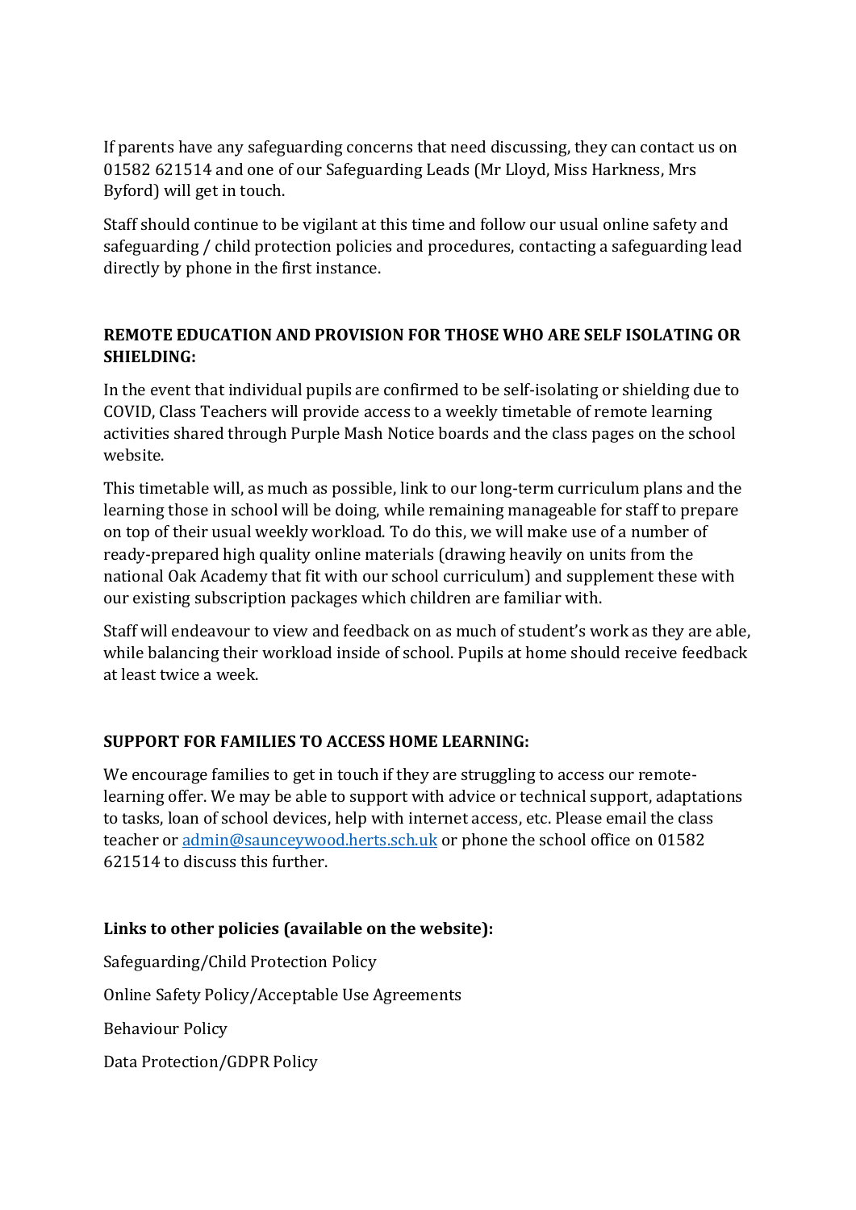If parents have any safeguarding concerns that need discussing, they can contact us on 01582 621514 and one of our Safeguarding Leads (Mr Lloyd, Miss Harkness, Mrs Byford) will get in touch.

Staff should continue to be vigilant at this time and follow our usual online safety and safeguarding / child protection policies and procedures, contacting a safeguarding lead directly by phone in the first instance.

**REMOTE EDUCATION AND PROVISION FOR THOSE WHO ARE SELF ISOLATING OR SHIELDING:**

In the event that individual pupils are confirmed to be self-isolating or shielding due to COVID, Class Teachers will provide access to a weekly timetable of remote learning activities shared through Purple Mash Notice boards and the class pages on the school website.

This timetable will, as much as possible, link to our long-term curriculum plans and the learning those in school will be doing, while remaining manageable for staff to prepare on top of their usual weekly workload. To do this, we will make use of a number of ready-prepared high quality online materials (drawing heavily on units from the national Oak Academy that fit with our school curriculum) and supplement these with our existing subscription packages which children are familiar with.

Staff will endeavour to view and feedback on as much of student's work as they are able, while balancing their workload inside of school. Pupils at home should receive feedback at least twice a week.

**SUPPORT FOR FAMILIES TO ACCESS HOME LEARNING:**

We encourage families to get in touch if they are struggling to access our remote-learning offer. We may be able to support with advice or technical support, adaptations to tasks, loan of school devices, help with internet access, etc. Please email the class teacher or [admin@saunceywood.herts.sch.uk](mailto:admin@saunceywood.herts.sch.uk) or phone the school office on 01582 621514 to discuss this further.

**Links to other policies (available on the website):**

Safeguarding/Child Protection Policy

Online Safety Policy/Acceptable Use Agreements

Behaviour Policy

Data Protection/GDPR Policy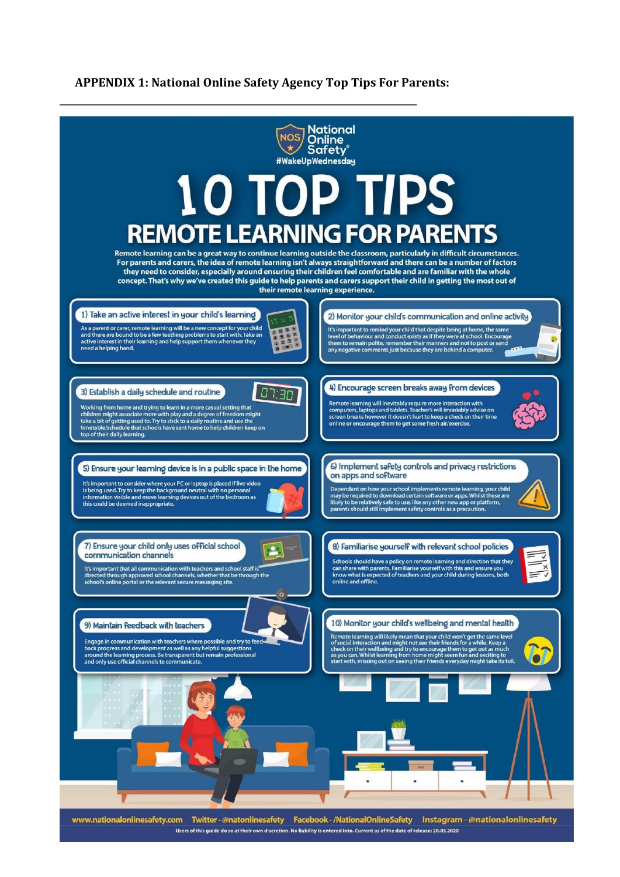**APPENDIX 1: National Online Safety Agency Top Tips For Parents:**

National Online Safety®
#WakeUpWednesday

# 10 TOP TIPS

## REMOTE LEARNING FOR PARENTS

Remote learning can be a great way to continue learning outside the classroom, particularly in difficult circumstances. For parents and carers, the idea of remote learning isn't always straightforward and there can be a number of factors they need to consider, especially around ensuring their children feel comfortable and are familiar with the whole concept. That's why we've created this guide to help parents and carers support their child in getting the most out of their remote learning experience.

### 1) Take an active interest in your child's learning

As a parent or carer, remote learning will be a new concept for your child and there are bound to be a few teething problems to start with. Take an active interest in their learning and help support them whenever they need a helping hand.

### 2) Monitor your child's communication and online activity

It's important to remind your child that despite being at home, the same level of behaviour and conduct exists as if they were at school. Encourage them to remain polite, remember their manners and not to post or send any negative comments just because they are behind a computer.

### 3) Establish a daily schedule and routine

Working from home and trying to learn in a more casual setting that children might associate more with play and a degree of freedom might take a bit of getting used to. Try to stick to a daily routine and use the timetable/schedule that schools have sent home to help children keep on top of their daily learning.

### 4) Encourage screen breaks away from devices

Remote learning will inevitably require more interaction with computers, laptops and tablets. Teacher's will invariably advise on screen breaks however it doesn't hurt to keep a check on their time online or encourage them to get some fresh air/exercise.

### 5) Ensure your learning device is in a public space in the home

It's important to consider where your PC or laptop is placed if live video is being used. Try to keep the background neutral with no personal information visible and move learning devices out of the bedroom as this could be deemed inappropriate.

### 6) Implement safety controls and privacy restrictions on apps and software

Dependant on how your school implements remote learning, your child may be required to download certain software or apps. Whilst these are likely to be relatively safe to use, like any other new app or platform, parents should still implement safety controls as a precaution.

### 7) Ensure your child only uses official school communication channels

It's important that all communication with teachers and school staff is directed through approved school channels, whether that be through the school's online portal or the relevant secure messaging site.

### 8) Familiarise yourself with relevant school policies

Schools should have a policy on remote learning and direction that they can share with parents. Familiarise yourself with this and ensure you know what is expected of teachers and your child during lessons, both online and offline.

### 9) Maintain feedback with teachers

Engage in communication with teachers where possible and try to feed back progress and development as well as any helpful suggestions around the learning process. Be transparent but remain professional and only use official channels to communicate.

### 10) Monitor your child's wellbeing and mental health

Remote learning will likely mean that your child won't get the same level of social interaction and might not see their friends for a while. Keep a check on their wellbeing and try to encourage them to get out as much as you can. Whilst learning from home might seem fun and exciting to start with, missing out on seeing their friends everyday might take its toll.

www.nationalonlinesafety.com Twitter - @natonlinesafety Facebook - /NationalOnlineSafety Instagram - @nationalonlinesafety

Users of this guide do so at their own discretion. No liability is entered into. Current as of the date of release: 20.03.2020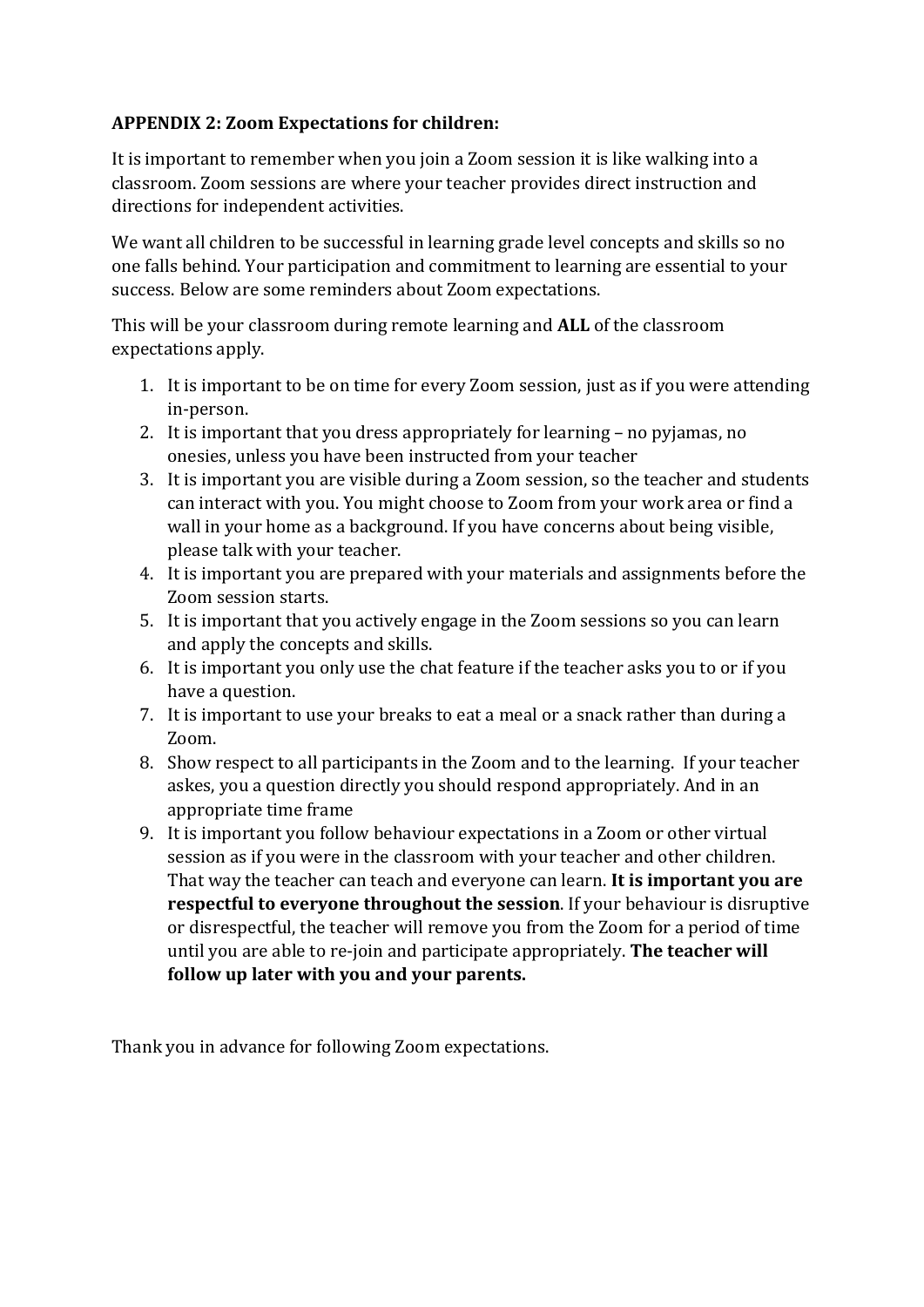**APPENDIX 2: Zoom Expectations for children:**

It is important to remember when you join a Zoom session it is like walking into a classroom. Zoom sessions are where your teacher provides direct instruction and directions for independent activities.

We want all children to be successful in learning grade level concepts and skills so no one falls behind. Your participation and commitment to learning are essential to your success. Below are some reminders about Zoom expectations.

This will be your classroom during remote learning and **ALL** of the classroom expectations apply.

1. It is important to be on time for every Zoom session, just as if you were attending in-person.
2. It is important that you dress appropriately for learning – no pyjamas, no onesies, unless you have been instructed from your teacher
3. It is important you are visible during a Zoom session, so the teacher and students can interact with you. You might choose to Zoom from your work area or find a wall in your home as a background. If you have concerns about being visible, please talk with your teacher.
4. It is important you are prepared with your materials and assignments before the Zoom session starts.
5. It is important that you actively engage in the Zoom sessions so you can learn and apply the concepts and skills.
6. It is important you only use the chat feature if the teacher asks you to or if you have a question.
7. It is important to use your breaks to eat a meal or a snack rather than during a Zoom.
8. Show respect to all participants in the Zoom and to the learning. If your teacher askes, you a question directly you should respond appropriately. And in an appropriate time frame
9. It is important you follow behaviour expectations in a Zoom or other virtual session as if you were in the classroom with your teacher and other children. That way the teacher can teach and everyone can learn. **It is important you are respectful to everyone throughout the session**. If your behaviour is disruptive or disrespectful, the teacher will remove you from the Zoom for a period of time until you are able to re-join and participate appropriately. **The teacher will follow up later with you and your parents.**

Thank you in advance for following Zoom expectations.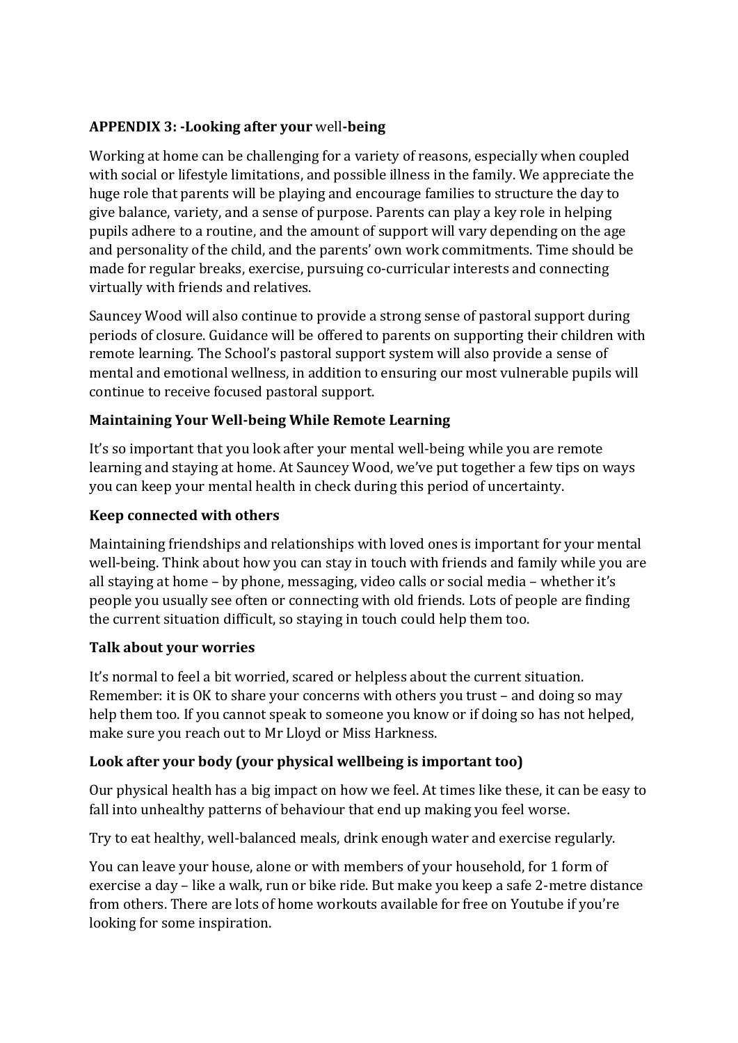**APPENDIX 3: -Looking after your** well**-being**

Working at home can be challenging for a variety of reasons, especially when coupled with social or lifestyle limitations, and possible illness in the family. We appreciate the huge role that parents will be playing and encourage families to structure the day to give balance, variety, and a sense of purpose. Parents can play a key role in helping pupils adhere to a routine, and the amount of support will vary depending on the age and personality of the child, and the parents' own work commitments. Time should be made for regular breaks, exercise, pursuing co-curricular interests and connecting virtually with friends and relatives.

Sauncey Wood will also continue to provide a strong sense of pastoral support during periods of closure. Guidance will be offered to parents on supporting their children with remote learning. The School's pastoral support system will also provide a sense of mental and emotional wellness, in addition to ensuring our most vulnerable pupils will continue to receive focused pastoral support.

**Maintaining Your Well-being While Remote Learning**

It's so important that you look after your mental well-being while you are remote learning and staying at home. At Sauncey Wood, we've put together a few tips on ways you can keep your mental health in check during this period of uncertainty.

**Keep connected with others**

Maintaining friendships and relationships with loved ones is important for your mental well-being. Think about how you can stay in touch with friends and family while you are all staying at home – by phone, messaging, video calls or social media – whether it's people you usually see often or connecting with old friends. Lots of people are finding the current situation difficult, so staying in touch could help them too.

**Talk about your worries**

It's normal to feel a bit worried, scared or helpless about the current situation. Remember: it is OK to share your concerns with others you trust – and doing so may help them too. If you cannot speak to someone you know or if doing so has not helped, make sure you reach out to Mr Lloyd or Miss Harkness.

**Look after your body (your physical wellbeing is important too)**

Our physical health has a big impact on how we feel. At times like these, it can be easy to fall into unhealthy patterns of behaviour that end up making you feel worse.

Try to eat healthy, well-balanced meals, drink enough water and exercise regularly.

You can leave your house, alone or with members of your household, for 1 form of exercise a day – like a walk, run or bike ride. But make you keep a safe 2-metre distance from others. There are lots of home workouts available for free on Youtube if you're looking for some inspiration.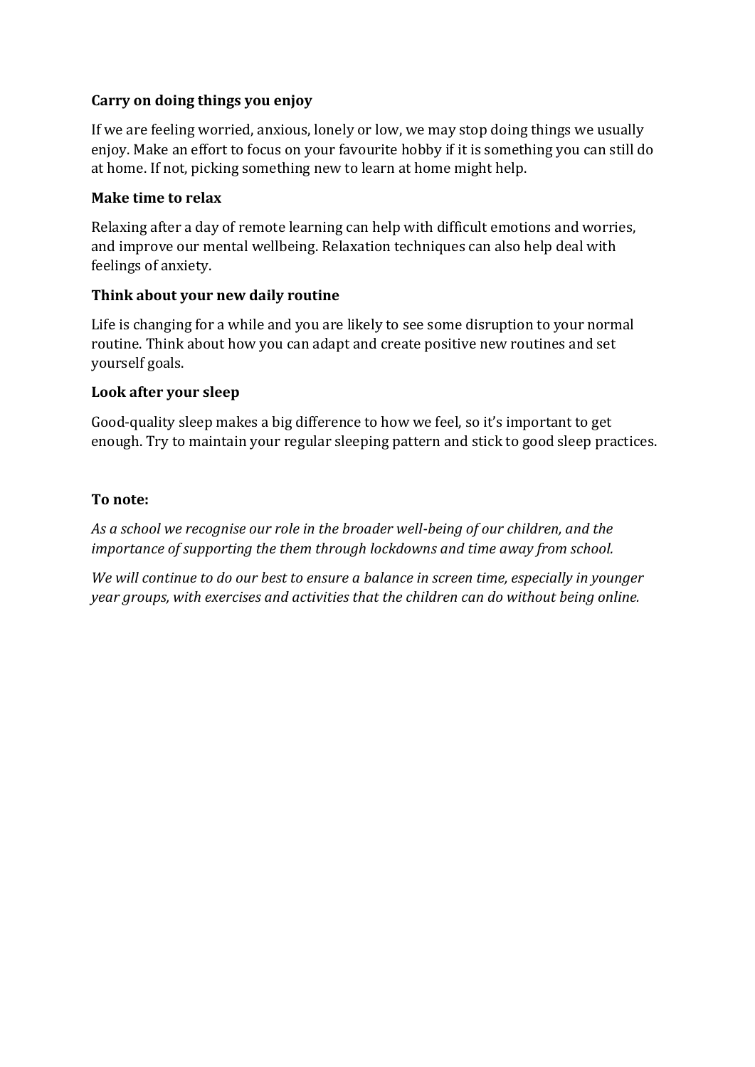**Carry on doing things you enjoy**

If we are feeling worried, anxious, lonely or low, we may stop doing things we usually enjoy. Make an effort to focus on your favourite hobby if it is something you can still do at home. If not, picking something new to learn at home might help.

**Make time to relax**

Relaxing after a day of remote learning can help with difficult emotions and worries, and improve our mental wellbeing. Relaxation techniques can also help deal with feelings of anxiety.

**Think about your new daily routine**

Life is changing for a while and you are likely to see some disruption to your normal routine. Think about how you can adapt and create positive new routines and set yourself goals.

**Look after your sleep**

Good-quality sleep makes a big difference to how we feel, so it's important to get enough. Try to maintain your regular sleeping pattern and stick to good sleep practices.

**To note:**

*As a school we recognise our role in the broader well-being of our children, and the importance of supporting the them through lockdowns and time away from school.*

*We will continue to do our best to ensure a balance in screen time, especially in younger year groups, with exercises and activities that the children can do without being online.*